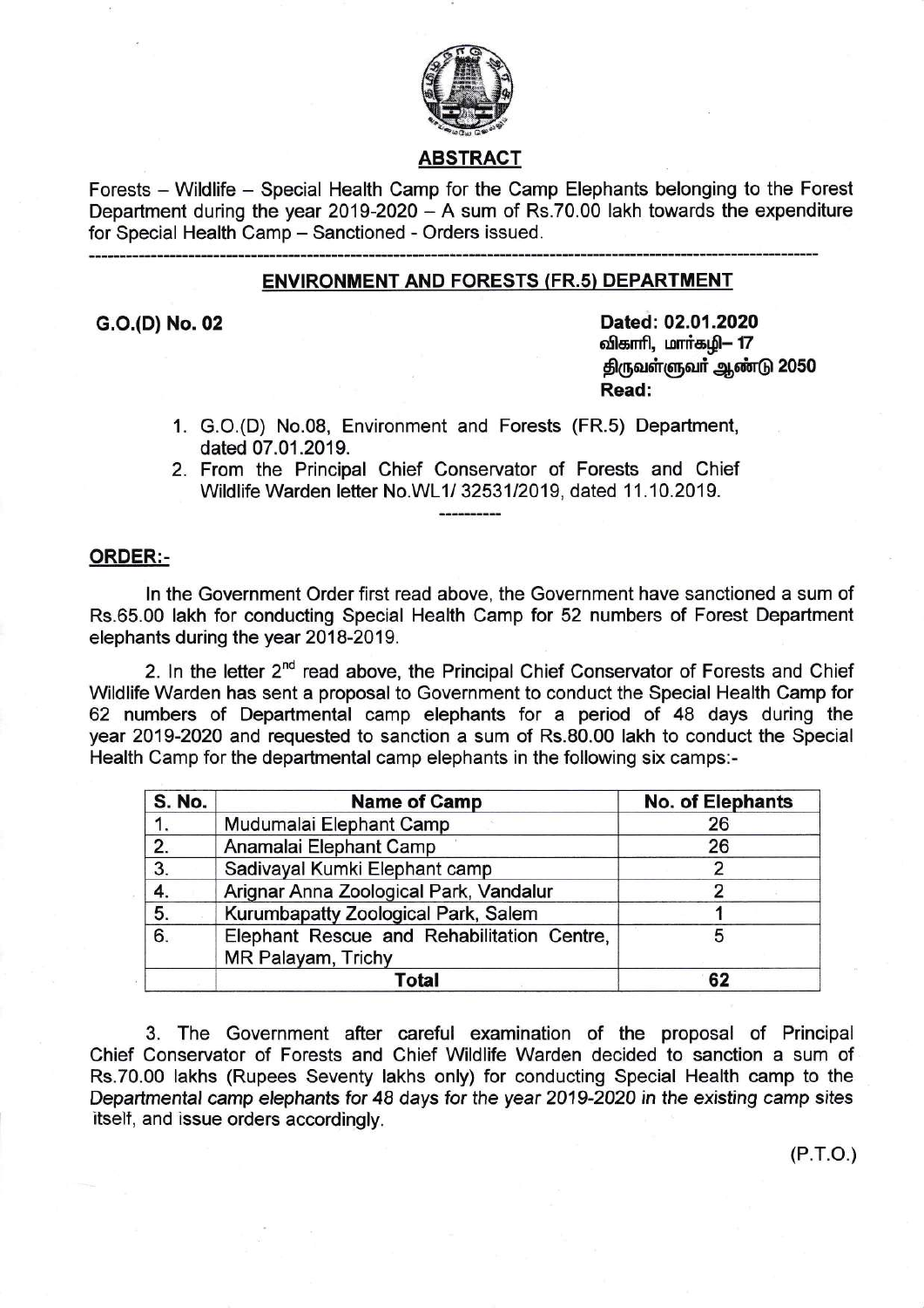## ABSTRACT

Forests – Wildlife – Special Health Camp for the Camp Elephants belonging to the Forest Department during the year 2019-2020 – A sum of Rs.70.00 lakh towards the expenditure for Special Health Camp – Sanctioned - Orders issued.

---

## ENVIRONMENT AND FORESTS (FR.5) DEPARTMENT

**G.O.(D) No. 02**

**Dated: 02.01.2020**
**விகாரி, மார்கழி– 17**
**திருவள்ளுவர் ஆண்டு 2050**
**Read:**

1. G.O.(D) No.08, Environment and Forests (FR.5) Department, dated 07.01.2019.
2. From the Principal Chief Conservator of Forests and Chief Wildlife Warden letter No.WL1/ 32531/2019, dated 11.10.2019.

----------

**ORDER:-**

In the Government Order first read above, the Government have sanctioned a sum of Rs.65.00 lakh for conducting Special Health Camp for 52 numbers of Forest Department elephants during the year 2018-2019.

2. In the letter 2nd read above, the Principal Chief Conservator of Forests and Chief Wildlife Warden has sent a proposal to Government to conduct the Special Health Camp for 62 numbers of Departmental camp elephants for a period of 48 days during the year 2019-2020 and requested to sanction a sum of Rs.80.00 lakh to conduct the Special Health Camp for the departmental camp elephants in the following six camps:-

| S. No. | Name of Camp | No. of Elephants |
|---|---|---|
| 1. | Mudumalai Elephant Camp | 26 |
| 2. | Anamalai Elephant Camp | 26 |
| 3. | Sadivayal Kumki Elephant camp | 2 |
| 4. | Arignar Anna Zoological Park, Vandalur | 2 |
| 5. | Kurumbapatty Zoological Park, Salem | 1 |
| 6. | Elephant Rescue and Rehabilitation Centre, MR Palayam, Trichy | 5 |
| | **Total** | **62** |

3. The Government after careful examination of the proposal of Principal Chief Conservator of Forests and Chief Wildlife Warden decided to sanction a sum of Rs.70.00 lakhs (Rupees Seventy lakhs only) for conducting Special Health camp to the Departmental camp elephants for 48 days for the year 2019-2020 in the existing camp sites itself, and issue orders accordingly.

(P.T.O.)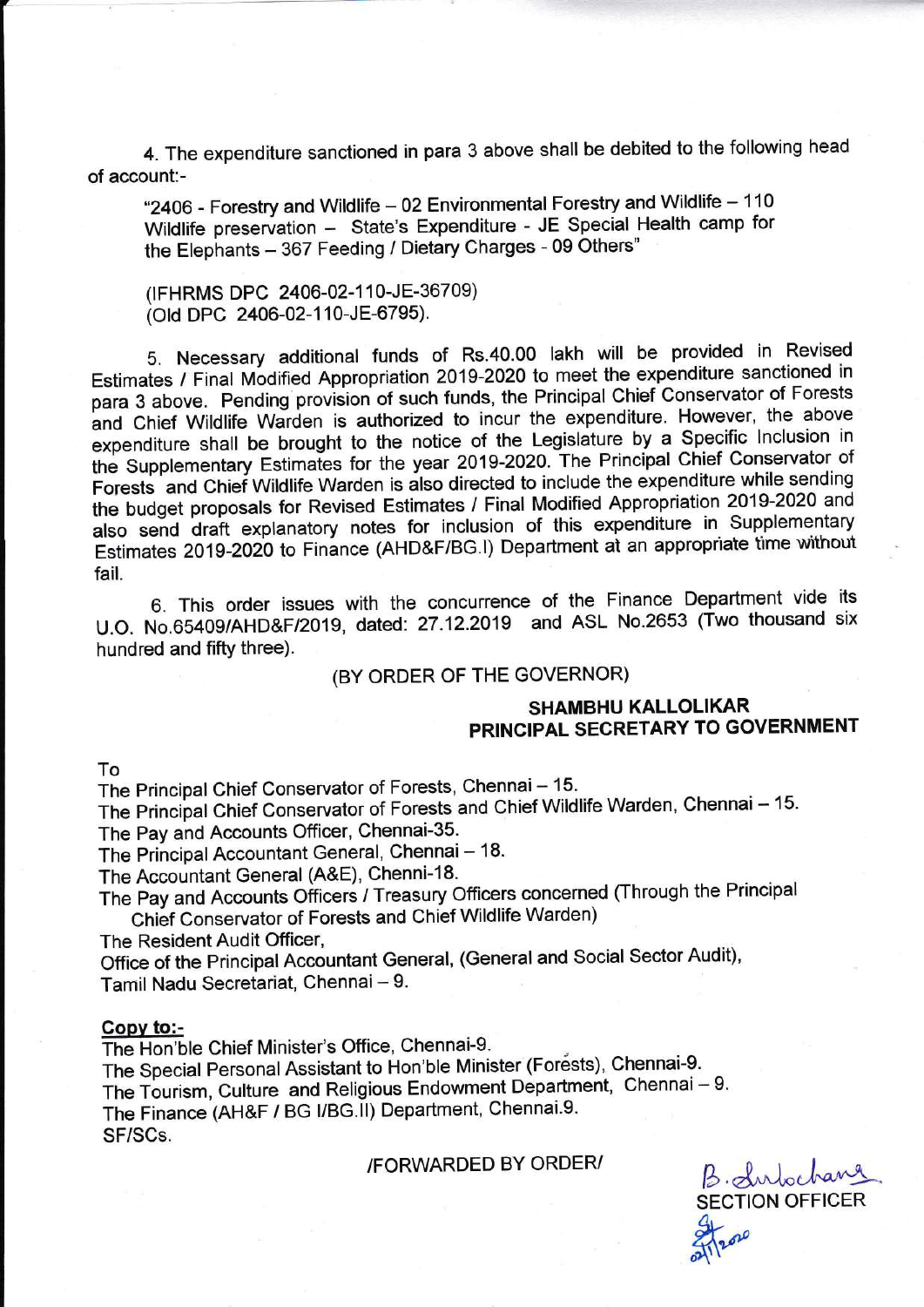4. The expenditure sanctioned in para 3 above shall be debited to the following head of account:-

> "2406 - Forestry and Wildlife – 02 Environmental Forestry and Wildlife – 110 Wildlife preservation – State's Expenditure - JE Special Health camp for the Elephants – 367 Feeding / Dietary Charges - 09 Others"
>
> (IFHRMS DPC 2406-02-110-JE-36709)
> (Old DPC 2406-02-110-JE-6795).

5. Necessary additional funds of Rs.40.00 lakh will be provided in Revised Estimates / Final Modified Appropriation 2019-2020 to meet the expenditure sanctioned in para 3 above. Pending provision of such funds, the Principal Chief Conservator of Forests and Chief Wildlife Warden is authorized to incur the expenditure. However, the above expenditure shall be brought to the notice of the Legislature by a Specific Inclusion in the Supplementary Estimates for the year 2019-2020. The Principal Chief Conservator of Forests and Chief Wildlife Warden is also directed to include the expenditure while sending the budget proposals for Revised Estimates / Final Modified Appropriation 2019-2020 and also send draft explanatory notes for inclusion of this expenditure in Supplementary Estimates 2019-2020 to Finance (AHD&F/BG.I) Department at an appropriate time without fail.

6. This order issues with the concurrence of the Finance Department vide its U.O. No.65409/AHD&F/2019, dated: 27.12.2019 and ASL No.2653 (Two thousand six hundred and fifty three).

(BY ORDER OF THE GOVERNOR)

**SHAMBHU KALLOLIKAR**
**PRINCIPAL SECRETARY TO GOVERNMENT**

To
The Principal Chief Conservator of Forests, Chennai – 15.
The Principal Chief Conservator of Forests and Chief Wildlife Warden, Chennai – 15.
The Pay and Accounts Officer, Chennai-35.
The Principal Accountant General, Chennai – 18.
The Accountant General (A&E), Chenni-18.
The Pay and Accounts Officers / Treasury Officers concerned (Through the Principal Chief Conservator of Forests and Chief Wildlife Warden)
The Resident Audit Officer,
Office of the Principal Accountant General, (General and Social Sector Audit),
Tamil Nadu Secretariat, Chennai – 9.

**Copy to:-**
The Hon'ble Chief Minister's Office, Chennai-9.
The Special Personal Assistant to Hon'ble Minister (Forests), Chennai-9.
The Tourism, Culture and Religious Endowment Department, Chennai – 9.
The Finance (AH&F / BG I/BG.II) Department, Chennai.9.
SF/SCs.

/FORWARDED BY ORDER/

B. Sulochana
SECTION OFFICER
02/1/2020